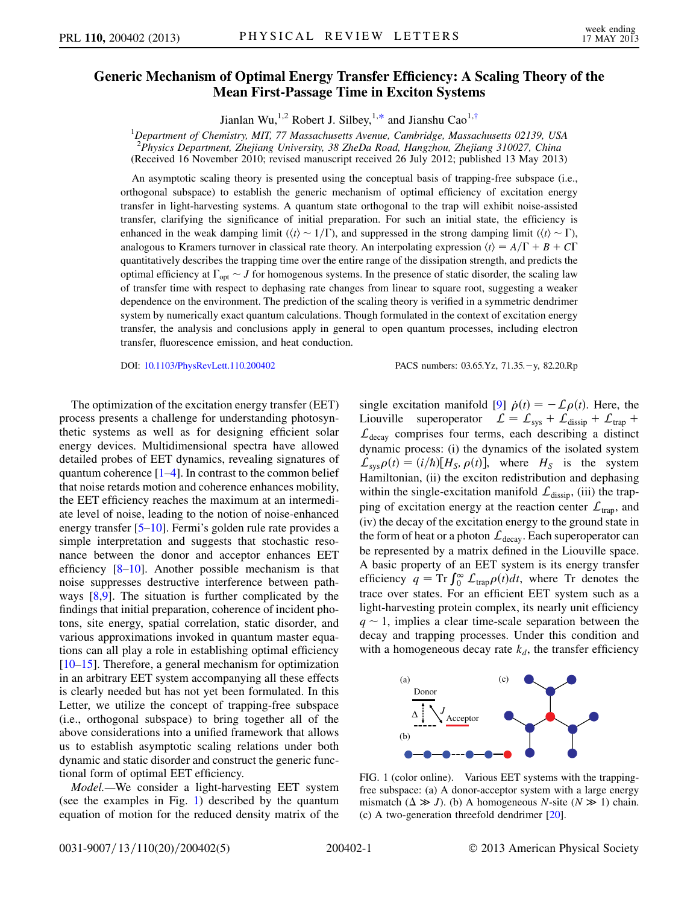# Generic Mechanism of Optimal Energy Transfer Efficiency: A Scaling Theory of the Mean First-Passage Time in Exciton Systems

Jianlan Wu,[1,2] Robert J. Silbey,[1,*] and Jianshu Cao[1,†]

[1]*Department of Chemistry, MIT, 77 Massachusetts Avenue, Cambridge, Massachusetts 02139, USA*
[2]*Physics Department, Zhejiang University, 38 ZheDa Road, Hangzhou, Zhejiang 310027, China*
(Received 16 November 2010; revised manuscript received 26 July 2012; published 13 May 2013)

An asymptotic scaling theory is presented using the conceptual basis of trapping-free subspace (i.e., orthogonal subspace) to establish the generic mechanism of optimal efficiency of excitation energy transfer in light-harvesting systems. A quantum state orthogonal to the trap will exhibit noise-assisted transfer, clarifying the significance of initial preparation. For such an initial state, the efficiency is enhanced in the weak damping limit ($\langle t\rangle \sim 1/\Gamma$), and suppressed in the strong damping limit ($\langle t\rangle \sim \Gamma$), analogous to Kramers turnover in classical rate theory. An interpolating expression $\langle t\rangle = A/\Gamma + B + C\Gamma$ quantitatively describes the trapping time over the entire range of the dissipation strength, and predicts the optimal efficiency at $\Gamma_{\rm opt} \sim J$ for homogenous systems. In the presence of static disorder, the scaling law of transfer time with respect to dephasing rate changes from linear to square root, suggesting a weaker dependence on the environment. The prediction of the scaling theory is verified in a symmetric dendrimer system by numerically exact quantum calculations. Though formulated in the context of excitation energy transfer, the analysis and conclusions apply in general to open quantum processes, including electron transfer, fluorescence emission, and heat conduction.

DOI: 10.1103/PhysRevLett.110.200402 PACS numbers: 03.65.Yz, 71.35.−y, 82.20.Rp

The optimization of the excitation energy transfer (EET) process presents a challenge for understanding photosynthetic systems as well as for designing efficient solar energy devices. Multidimensional spectra have allowed detailed probes of EET dynamics, revealing signatures of quantum coherence [1–4]. In contrast to the common belief that noise retards motion and coherence enhances mobility, the EET efficiency reaches the maximum at an intermediate level of noise, leading to the notion of noise-enhanced energy transfer [5–10]. Fermi's golden rule rate provides a simple interpretation and suggests that stochastic resonance between the donor and acceptor enhances EET efficiency [8–10]. Another possible mechanism is that noise suppresses destructive interference between pathways [8,9]. The situation is further complicated by the findings that initial preparation, coherence of incident photons, site energy, spatial correlation, static disorder, and various approximations invoked in quantum master equations can all play a role in establishing optimal efficiency [10–15]. Therefore, a general mechanism for optimization in an arbitrary EET system accompanying all these effects is clearly needed but has not yet been formulated. In this Letter, we utilize the concept of trapping-free subspace (i.e., orthogonal subspace) to bring together all of the above considerations into a unified framework that allows us to establish asymptotic scaling relations under both dynamic and static disorder and construct the generic functional form of optimal EET efficiency.

*Model.*—We consider a light-harvesting EET system (see the examples in Fig. 1) described by the quantum equation of motion for the reduced density matrix of the single excitation manifold [9] $\dot{\rho}(t) = -\mathcal{L}\rho(t)$. Here, the Liouville superoperator $\mathcal{L} = \mathcal{L}_{\rm sys} + \mathcal{L}_{\rm dissip} + \mathcal{L}_{\rm trap} + \mathcal{L}_{\rm decay}$ comprises four terms, each describing a distinct dynamic process: (i) the dynamics of the isolated system $\mathcal{L}_{\rm sys}\rho(t) = (i/\hbar)[H_S, \rho(t)]$, where $H_S$ is the system Hamiltonian, (ii) the exciton redistribution and dephasing within the single-excitation manifold $\mathcal{L}_{\rm dissip}$, (iii) the trapping of excitation energy at the reaction center $\mathcal{L}_{\rm trap}$, and (iv) the decay of the excitation energy to the ground state in the form of heat or a photon $\mathcal{L}_{\rm decay}$. Each superoperator can be represented by a matrix defined in the Liouville space. A basic property of an EET system is its energy transfer efficiency $q = {\rm Tr}\int_0^\infty \mathcal{L}_{\rm trap}\rho(t)dt$, where Tr denotes the trace over states. For an efficient EET system such as a light-harvesting protein complex, its nearly unit efficiency $q \sim 1$, implies a clear time-scale separation between the decay and trapping processes. Under this condition and with a homogeneous decay rate $k_d$, the transfer efficiency

FIG. 1 (color online). Various EET systems with the trapping-free subspace: (a) A donor-acceptor system with a large energy mismatch ($\Delta \gg J$). (b) A homogeneous $N$-site ($N \gg 1$) chain. (c) A two-generation threefold dendrimer [20].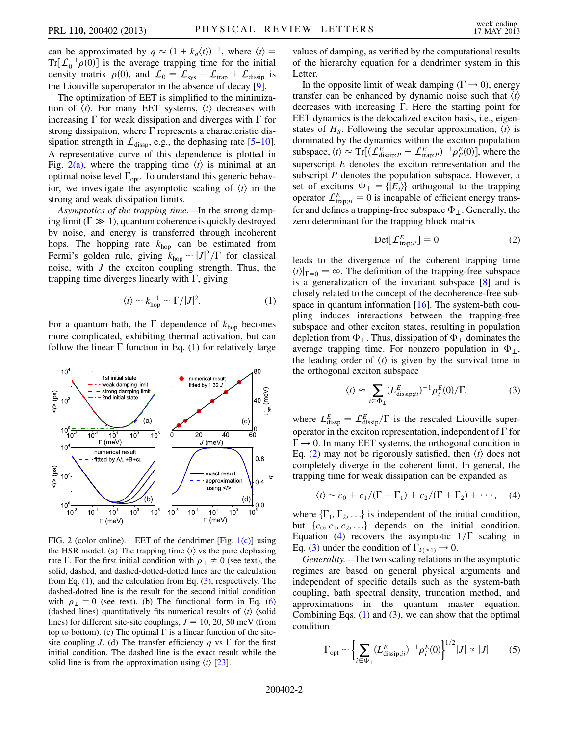can be approximated by $q \approx (1 + k_d \langle t \rangle)^{-1}$, where $\langle t \rangle = \mathrm{Tr}[\mathcal{L}_0^{-1}\rho(0)]$ is the average trapping time for the initial density matrix $\rho(0)$, and $\mathcal{L}_0 = \mathcal{L}_{\mathrm{sys}} + \mathcal{L}_{\mathrm{trap}} + \mathcal{L}_{\mathrm{dissip}}$ is the Liouville superoperator in the absence of decay [9].

The optimization of EET is simplified to the minimization of $\langle t \rangle$. For many EET systems, $\langle t \rangle$ decreases with increasing $\Gamma$ for weak dissipation and diverges with $\Gamma$ for strong dissipation, where $\Gamma$ represents a characteristic dissipation strength in $\mathcal{L}_{\mathrm{dissp}}$, e.g., the dephasing rate [5–10]. A representative curve of this dependence is plotted in Fig. 2(a), where the trapping time $\langle t \rangle$ is minimal at an optimal noise level $\Gamma_{\mathrm{opt}}$. To understand this generic behavior, we investigate the asymptotic scaling of $\langle t \rangle$ in the strong and weak dissipation limits.

*Asymptotics of the trapping time.*—In the strong damping limit ($\Gamma \gg 1$), quantum coherence is quickly destroyed by noise, and energy is transferred through incoherent hops. The hopping rate $k_{\mathrm{hop}}$ can be estimated from Fermi's golden rule, giving $k_{\mathrm{hop}} \sim |J|^2/\Gamma$ for classical noise, with $J$ the exciton coupling strength. Thus, the trapping time diverges linearly with $\Gamma$, giving

$$\langle t \rangle \sim k_{\mathrm{hop}}^{-1} \sim \Gamma/|J|^2. \tag{1}$$

For a quantum bath, the $\Gamma$ dependence of $k_{\mathrm{hop}}$ becomes more complicated, exhibiting thermal activation, but can follow the linear $\Gamma$ function in Eq. (1) for relatively large values of damping, as verified by the computational results of the hierarchy equation for a dendrimer system in this Letter.

FIG. 2 (color online). EET of the dendrimer [Fig. 1(c)] using the HSR model. (a) The trapping time $\langle t \rangle$ vs the pure dephasing rate $\Gamma$. For the first initial condition with $\rho_\perp \neq 0$ (see text), the solid, dashed, and dashed-dotted-dotted lines are the calculation from Eq. (1), and the calculation from Eq. (3), respectively. The dashed-dotted line is the result for the second initial condition with $\rho_\perp = 0$ (see text). (b) The functional form in Eq. (6) (dashed lines) quantitatively fits numerical results of $\langle t \rangle$ (solid lines) for different site-site couplings, $J = 10$, 20, 50 meV (from top to bottom). (c) The optimal $\Gamma$ is a linear function of the site-site coupling $J$. (d) The transfer efficiency $q$ vs $\Gamma$ for the first initial condition. The dashed line is the exact result while the solid line is from the approximation using $\langle t \rangle$ [23].

In the opposite limit of weak damping ($\Gamma \to 0$), energy transfer can be enhanced by dynamic noise such that $\langle t \rangle$ decreases with increasing $\Gamma$. Here the starting point for EET dynamics is the delocalized exciton basis, i.e., eigenstates of $H_S$. Following the secular approximation, $\langle t \rangle$ is dominated by the dynamics within the exciton population subspace, $\langle t \rangle \approx \mathrm{Tr}[(\mathcal{L}^E_{\mathrm{dissip};P} + \mathcal{L}^E_{\mathrm{trap};P})^{-1}\rho^E_P(0)]$, where the superscript $E$ denotes the exciton representation and the subscript $P$ denotes the population subspace. However, a set of excitons $\Phi_\perp = \{|E_i\rangle\}$ orthogonal to the trapping operator $\mathcal{L}^E_{\mathrm{trap};ii} = 0$ is incapable of efficient energy transfer and defines a trapping-free subspace $\Phi_\perp$. Generally, the zero determinant for the trapping block matrix

$$\mathrm{Det}[\mathcal{L}^E_{\mathrm{trap};P}] = 0 \tag{2}$$

leads to the divergence of the coherent trapping time $\langle t \rangle|_{\Gamma=0} = \infty$. The definition of the trapping-free subspace is a generalization of the invariant subspace [8] and is closely related to the concept of the decoherence-free subspace in quantum information [16]. The system-bath coupling induces interactions between the trapping-free subspace and other exciton states, resulting in population depletion from $\Phi_\perp$. Thus, dissipation of $\Phi_\perp$ dominates the average trapping time. For nonzero population in $\Phi_\perp$, the leading order of $\langle t \rangle$ is given by the survival time in the orthogonal exciton subspace

$$\langle t \rangle \approx \sum_{i \in \Phi_\perp} (L^E_{\mathrm{dissip};ii})^{-1} \rho^E_i(0)/\Gamma, \tag{3}$$

where $L^E_{\mathrm{dissp}} = \mathcal{L}^E_{\mathrm{dissip}}/\Gamma$ is the rescaled Liouville superoperator in the exciton representation, independent of $\Gamma$ for $\Gamma \to 0$. In many EET systems, the orthogonal condition in Eq. (2) may not be rigorously satisfied, then $\langle t \rangle$ does not completely diverge in the coherent limit. In general, the trapping time for weak dissipation can be expanded as

$$\langle t \rangle \sim c_0 + c_1/(\Gamma + \Gamma_1) + c_2/(\Gamma + \Gamma_2) + \cdots, \tag{4}$$

where $\{\Gamma_1, \Gamma_2, \ldots\}$ is independent of the initial condition, but $\{c_0, c_1, c_2, \ldots\}$ depends on the initial condition. Equation (4) recovers the asymptotic $1/\Gamma$ scaling in Eq. (3) under the condition of $\Gamma_{k(\geq 1)} \to 0$.

*Generality.*—The two scaling relations in the asymptotic regimes are based on general physical arguments and independent of specific details such as the system-bath coupling, bath spectral density, truncation method, and approximations in the quantum master equation. Combining Eqs. (1) and (3), we can show that the optimal condition

$$\Gamma_{\mathrm{opt}} \sim \left\{ \sum_{i \in \Phi_\perp} (L^E_{\mathrm{dissip};ii})^{-1} \rho^E_i(0) \right\}^{1/2} |J| \propto |J| \tag{5}$$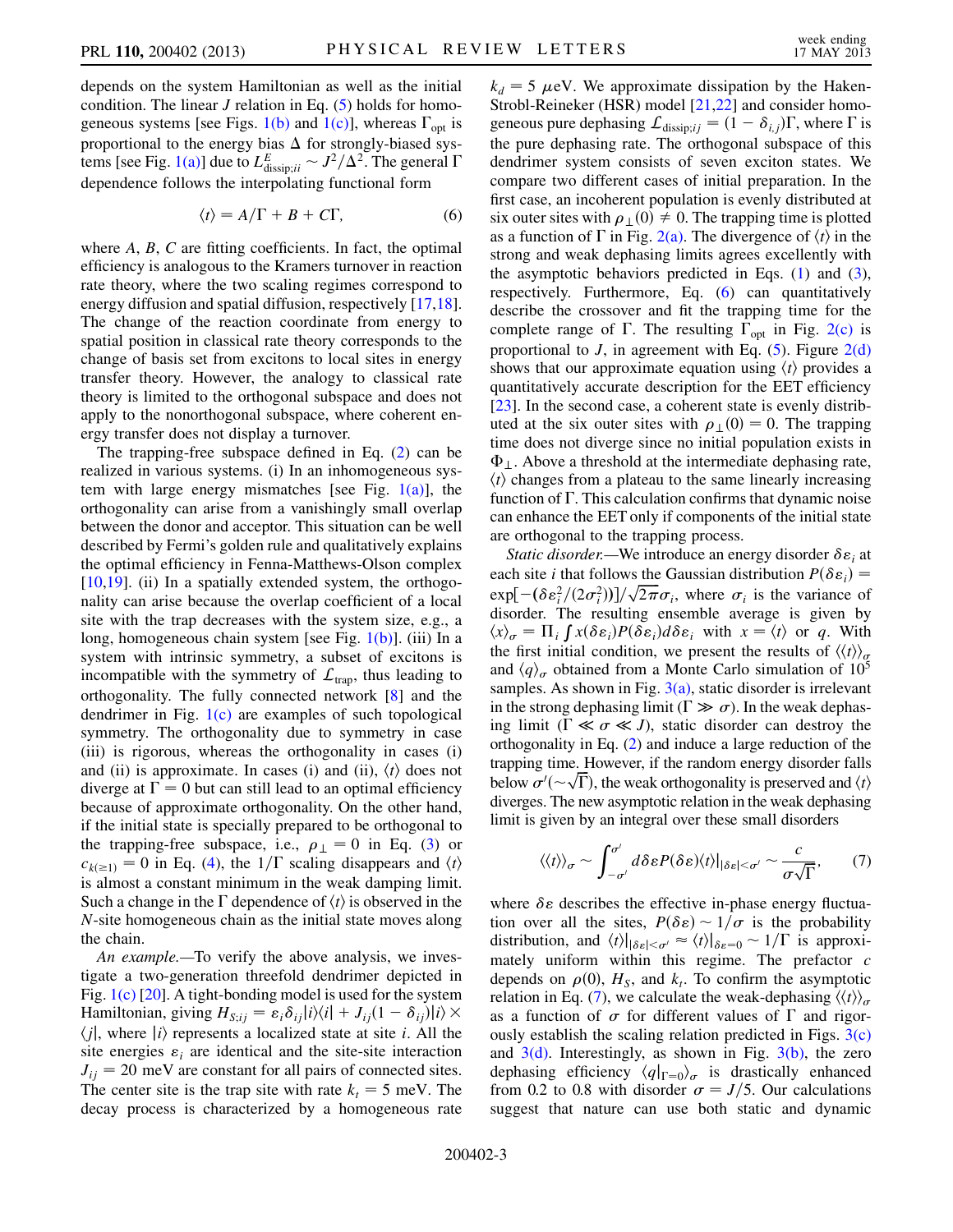depends on the system Hamiltonian as well as the initial condition. The linear $J$ relation in Eq. (5) holds for homogeneous systems [see Figs. 1(b) and 1(c)], whereas $\Gamma_{\mathrm{opt}}$ is proportional to the energy bias $\Delta$ for strongly-biased systems [see Fig. 1(a)] due to $L^{E}_{\mathrm{dissip};ii} \sim J^2/\Delta^2$. The general $\Gamma$ dependence follows the interpolating functional form

$$\langle t \rangle = A/\Gamma + B + C\Gamma, \tag{6}$$

where $A$, $B$, $C$ are fitting coefficients. In fact, the optimal efficiency is analogous to the Kramers turnover in reaction rate theory, where the two scaling regimes correspond to energy diffusion and spatial diffusion, respectively [17,18]. The change of the reaction coordinate from energy to spatial position in classical rate theory corresponds to the change of basis set from excitons to local sites in energy transfer theory. However, the analogy to classical rate theory is limited to the orthogonal subspace and does not apply to the nonorthogonal subspace, where coherent energy transfer does not display a turnover.

The trapping-free subspace defined in Eq. (2) can be realized in various systems. (i) In an inhomogeneous system with large energy mismatches [see Fig. 1(a)], the orthogonality can arise from a vanishingly small overlap between the donor and acceptor. This situation can be well described by Fermi's golden rule and qualitatively explains the optimal efficiency in Fenna-Matthews-Olson complex [10,19]. (ii) In a spatially extended system, the orthogonality can arise from the overlap coefficient of a local site with the trap decreases with the system size, e.g., a long, homogeneous chain system [see Fig. 1(b)]. (iii) In a system with intrinsic symmetry, a subset of excitons is incompatible with the symmetry of $\mathcal{L}_{\mathrm{trap}}$, thus leading to orthogonality. The fully connected network [8] and the dendrimer in Fig. 1(c) are examples of such topological symmetry. The orthogonality due to symmetry in case (iii) is rigorous, whereas the orthogonality in cases (i) and (ii) is approximate. In cases (i) and (ii), $\langle t \rangle$ does not diverge at $\Gamma = 0$ but can still lead to an optimal efficiency because of approximate orthogonality. On the other hand, if the initial state is specially prepared to be orthogonal to the trapping-free subspace, i.e., $\rho_\perp = 0$ in Eq. (3) or $c_{k(\geq 1)} = 0$ in Eq. (4), the $1/\Gamma$ scaling disappears and $\langle t \rangle$ is almost a constant minimum in the weak damping limit. Such a change in the $\Gamma$ dependence of $\langle t \rangle$ is observed in the $N$-site homogeneous chain as the initial state moves along the chain.

*An example.*—To verify the above analysis, we investigate a two-generation threefold dendrimer depicted in Fig. 1(c) [20]. A tight-binding model is used for the system Hamiltonian, giving $H_{S;ij} = \varepsilon_i \delta_{ij} |i\rangle\langle i| + J_{ij}(1 - \delta_{ij})|i\rangle \times \langle j|$, where $|i\rangle$ represents a localized state at site $i$. All the site energies $\varepsilon_i$ are identical and the site-site interaction $J_{ij} = 20$ meV are constant for all pairs of connected sites. The center site is the trap site with rate $k_t = 5$ meV. The decay process is characterized by a homogeneous rate $k_d = 5$ $\mu$eV. We approximate dissipation by the Haken-Strobl-Reineker (HSR) model [21,22] and consider homogeneous pure dephasing $\mathcal{L}_{\mathrm{dissip};ij} = (1 - \delta_{i,j})\Gamma$, where $\Gamma$ is the pure dephasing rate. The orthogonal subspace of this dendrimer system consists of seven exciton states. We compare two different cases of initial preparation. In the first case, an incoherent population is evenly distributed at six outer sites with $\rho_\perp(0) \neq 0$. The trapping time is plotted as a function of $\Gamma$ in Fig. 2(a). The divergence of $\langle t \rangle$ in the strong and weak dephasing limits agrees excellently with the asymptotic behaviors predicted in Eqs. (1) and (3), respectively. Furthermore, Eq. (6) can quantitatively describe the crossover and fit the trapping time for the complete range of $\Gamma$. The resulting $\Gamma_{\mathrm{opt}}$ in Fig. 2(c) is proportional to $J$, in agreement with Eq. (5). Figure 2(d) shows that our approximate equation using $\langle t \rangle$ provides a quantitatively accurate description for the EET efficiency [23]. In the second case, a coherent state is evenly distributed at the six outer sites with $\rho_\perp(0) = 0$. The trapping time does not diverge since no initial population exists in $\Phi_\perp$. Above a threshold at the intermediate dephasing rate, $\langle t \rangle$ changes from a plateau to the same linearly increasing function of $\Gamma$. This calculation confirms that dynamic noise can enhance the EET only if components of the initial state are orthogonal to the trapping process.

*Static disorder.*—We introduce an energy disorder $\delta\varepsilon_i$ at each site $i$ that follows the Gaussian distribution $P(\delta\varepsilon_i) = \exp[-(\delta\varepsilon_i^2/(2\sigma_i^2))]/\sqrt{2\pi}\sigma_i$, where $\sigma_i$ is the variance of disorder. The resulting ensemble average is given by $\langle x \rangle_\sigma = \Pi_i \int x(\delta\varepsilon_i) P(\delta\varepsilon_i) d\delta\varepsilon_i$ with $x = \langle t \rangle$ or $q$. With the first initial condition, we present the results of $\langle\langle t \rangle\rangle_\sigma$ and $\langle q \rangle_\sigma$ obtained from a Monte Carlo simulation of $10^5$ samples. As shown in Fig. 3(a), static disorder is irrelevant in the strong dephasing limit ($\Gamma \gg \sigma$). In the weak dephasing limit ($\Gamma \ll \sigma \ll J$), static disorder can destroy the orthogonality in Eq. (2) and induce a large reduction of the trapping time. However, if the random energy disorder falls below $\sigma'(\sim\sqrt{\Gamma})$, the weak orthogonality is preserved and $\langle t \rangle$ diverges. The new asymptotic relation in the weak dephasing limit is given by an integral over these small disorders

$$\langle\langle t \rangle\rangle_\sigma \sim \int_{-\sigma'}^{\sigma'} d\delta\varepsilon P(\delta\varepsilon) \langle t \rangle|_{|\delta\varepsilon| < \sigma'} \sim \frac{c}{\sigma\sqrt{\Gamma}}, \tag{7}$$

where $\delta\varepsilon$ describes the effective in-phase energy fluctuation over all the sites, $P(\delta\varepsilon) \sim 1/\sigma$ is the probability distribution, and $\langle t \rangle|_{|\delta\varepsilon| < \sigma'} \approx \langle t \rangle|_{\delta\varepsilon = 0} \sim 1/\Gamma$ is approximately uniform within this regime. The prefactor $c$ depends on $\rho(0)$, $H_S$, and $k_t$. To confirm the asymptotic relation in Eq. (7), we calculate the weak-dephasing $\langle\langle t \rangle\rangle_\sigma$ as a function of $\sigma$ for different values of $\Gamma$ and rigorously establish the scaling relation predicted in Figs. 3(c) and 3(d). Interestingly, as shown in Fig. 3(b), the zero dephasing efficiency $\langle q|_{\Gamma=0} \rangle_\sigma$ is drastically enhanced from 0.2 to 0.8 with disorder $\sigma = J/5$. Our calculations suggest that nature can use both static and dynamic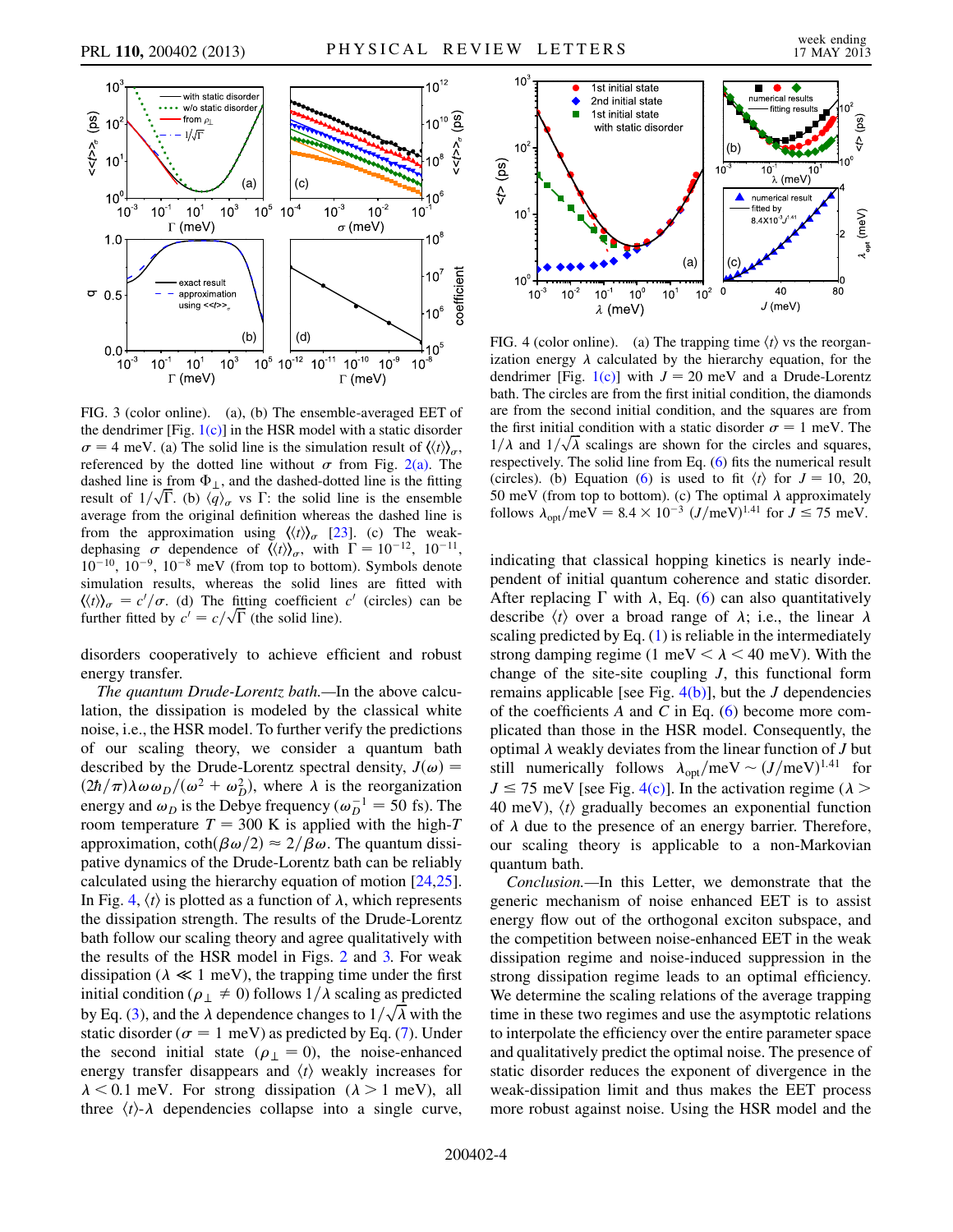FIG. 3 (color online). (a), (b) The ensemble-averaged EET of the dendrimer [Fig. 1(c)] in the HSR model with a static disorder $\sigma = 4$ meV. (a) The solid line is the simulation result of $\langle\langle t \rangle\rangle_\sigma$, referenced by the dotted line without $\sigma$ from Fig. 2(a). The dashed line is from $\Phi_\perp$, and the dashed-dotted line is the fitting result of $1/\sqrt{\Gamma}$. (b) $\langle q \rangle_\sigma$ vs $\Gamma$: the solid line is the ensemble average from the original definition whereas the dashed line is from the approximation using $\langle\langle t \rangle\rangle_\sigma$ [23]. (c) The weak-dephasing $\sigma$ dependence of $\langle\langle t \rangle\rangle_\sigma$, with $\Gamma = 10^{-12}$, $10^{-11}$, $10^{-10}$, $10^{-9}$, $10^{-8}$ meV (from top to bottom). Symbols denote simulation results, whereas the solid lines are fitted with $\langle\langle t \rangle\rangle_\sigma = c'/\sigma$. (d) The fitting coefficient $c'$ (circles) can be further fitted by $c' = c/\sqrt{\Gamma}$ (the solid line).

disorders cooperatively to achieve efficient and robust energy transfer.

*The quantum Drude-Lorentz bath.*—In the above calculation, the dissipation is modeled by the classical white noise, i.e., the HSR model. To further verify the predictions of our scaling theory, we consider a quantum bath described by the Drude-Lorentz spectral density, $J(\omega) = (2\hbar/\pi)\lambda\omega\omega_D/(\omega^2 + \omega_D^2)$, where $\lambda$ is the reorganization energy and $\omega_D$ is the Debye frequency ($\omega_D^{-1} = 50$ fs). The room temperature $T = 300$ K is applied with the high-$T$ approximation, $\coth(\beta\omega/2) \approx 2/\beta\omega$. The quantum dissipative dynamics of the Drude-Lorentz bath can be reliably calculated using the hierarchy equation of motion [24,25]. In Fig. 4, $\langle t \rangle$ is plotted as a function of $\lambda$, which represents the dissipation strength. The results of the Drude-Lorentz bath follow our scaling theory and agree qualitatively with the results of the HSR model in Figs. 2 and 3. For weak dissipation ($\lambda \ll 1$ meV), the trapping time under the first initial condition ($\rho_\perp \neq 0$) follows $1/\lambda$ scaling as predicted by Eq. (3), and the $\lambda$ dependence changes to $1/\sqrt{\lambda}$ with the static disorder ($\sigma = 1$ meV) as predicted by Eq. (7). Under the second initial state ($\rho_\perp = 0$), the noise-enhanced energy transfer disappears and $\langle t \rangle$ weakly increases for $\lambda < 0.1$ meV. For strong dissipation ($\lambda > 1$ meV), all three $\langle t \rangle$-$\lambda$ dependencies collapse into a single curve,

FIG. 4 (color online). (a) The trapping time $\langle t \rangle$ vs the reorganization energy $\lambda$ calculated by the hierarchy equation, for the dendrimer [Fig. 1(c)] with $J = 20$ meV and a Drude-Lorentz bath. The circles are from the first initial condition, the diamonds are from the second initial condition, and the squares are from the first initial condition with a static disorder $\sigma = 1$ meV. The $1/\lambda$ and $1/\sqrt{\lambda}$ scalings are shown for the circles and squares, respectively. The solid line from Eq. (6) fits the numerical result (circles). (b) Equation (6) is used to fit $\langle t \rangle$ for $J = 10$, 20, 50 meV (from top to bottom). (c) The optimal $\lambda$ approximately follows $\lambda_{\rm opt}/\text{meV} = 8.4 \times 10^{-3}\,(J/\text{meV})^{1.41}$ for $J \leq 75$ meV.

indicating that classical hopping kinetics is nearly independent of initial quantum coherence and static disorder. After replacing $\Gamma$ with $\lambda$, Eq. (6) can also quantitatively describe $\langle t \rangle$ over a broad range of $\lambda$; i.e., the linear $\lambda$ scaling predicted by Eq. (1) is reliable in the intermediately strong damping regime (1 meV $< \lambda <$ 40 meV). With the change of the site-site coupling $J$, this functional form remains applicable [see Fig. 4(b)], but the $J$ dependencies of the coefficients $A$ and $C$ in Eq. (6) become more complicated than those in the HSR model. Consequently, the optimal $\lambda$ weakly deviates from the linear function of $J$ but still numerically follows $\lambda_{\rm opt}/\text{meV} \sim (J/\text{meV})^{1.41}$ for $J \leq 75$ meV [see Fig. 4(c)]. In the activation regime ($\lambda >$ 40 meV), $\langle t \rangle$ gradually becomes an exponential function of $\lambda$ due to the presence of an energy barrier. Therefore, our scaling theory is applicable to a non-Markovian quantum bath.

*Conclusion.*—In this Letter, we demonstrate that the generic mechanism of noise enhanced EET is to assist energy flow out of the orthogonal exciton subspace, and the competition between noise-enhanced EET in the weak dissipation regime and noise-induced suppression in the strong dissipation regime leads to an optimal efficiency. We determine the scaling relations of the average trapping time in these two regimes and use the asymptotic relations to interpolate the efficiency over the entire parameter space and qualitatively predict the optimal noise. The presence of static disorder reduces the exponent of divergence in the weak-dissipation limit and thus makes the EET process more robust against noise. Using the HSR model and the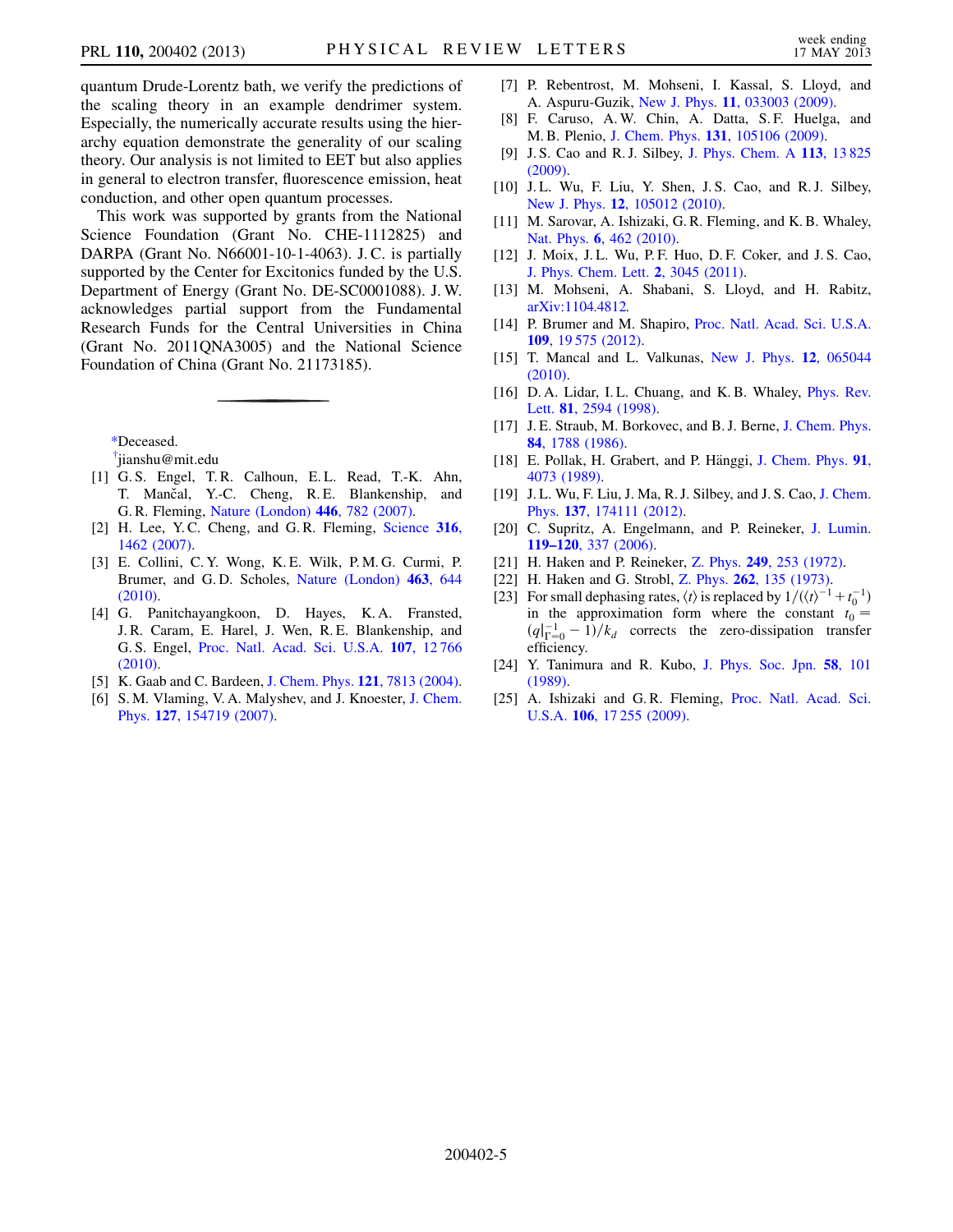quantum Drude-Lorentz bath, we verify the predictions of the scaling theory in an example dendrimer system. Especially, the numerically accurate results using the hierarchy equation demonstrate the generality of our scaling theory. Our analysis is not limited to EET but also applies in general to electron transfer, fluorescence emission, heat conduction, and other open quantum processes.

This work was supported by grants from the National Science Foundation (Grant No. CHE-1112825) and DARPA (Grant No. N66001-10-1-4063). J. C. is partially supported by the Center for Excitonics funded by the U.S. Department of Energy (Grant No. DE-SC0001088). J. W. acknowledges partial support from the Fundamental Research Funds for the Central Universities in China (Grant No. 2011QNA3005) and the National Science Foundation of China (Grant No. 21173185).

---

*Deceased.

†jianshu@mit.edu

[1] G. S. Engel, T. R. Calhoun, E. L. Read, T.-K. Ahn, T. Mančal, Y.-C. Cheng, R. E. Blankenship, and G. R. Fleming, Nature (London) **446**, 782 (2007).

[2] H. Lee, Y. C. Cheng, and G. R. Fleming, Science **316**, 1462 (2007).

[3] E. Collini, C. Y. Wong, K. E. Wilk, P. M. G. Curmi, P. Brumer, and G. D. Scholes, Nature (London) **463**, 644 (2010).

[4] G. Panitchayangkoon, D. Hayes, K. A. Fransted, J. R. Caram, E. Harel, J. Wen, R. E. Blankenship, and G. S. Engel, Proc. Natl. Acad. Sci. U.S.A. **107**, 12 766 (2010).

[5] K. Gaab and C. Bardeen, J. Chem. Phys. **121**, 7813 (2004).

[6] S. M. Vlaming, V. A. Malyshev, and J. Knoester, J. Chem. Phys. **127**, 154719 (2007).

[7] P. Rebentrost, M. Mohseni, I. Kassal, S. Lloyd, and A. Aspuru-Guzik, New J. Phys. **11**, 033003 (2009).

[8] F. Caruso, A. W. Chin, A. Datta, S. F. Huelga, and M. B. Plenio, J. Chem. Phys. **131**, 105106 (2009).

[9] J. S. Cao and R. J. Silbey, J. Phys. Chem. A **113**, 13 825 (2009).

[10] J. L. Wu, F. Liu, Y. Shen, J. S. Cao, and R. J. Silbey, New J. Phys. **12**, 105012 (2010).

[11] M. Sarovar, A. Ishizaki, G. R. Fleming, and K. B. Whaley, Nat. Phys. **6**, 462 (2010).

[12] J. Moix, J. L. Wu, P. F. Huo, D. F. Coker, and J. S. Cao, J. Phys. Chem. Lett. **2**, 3045 (2011).

[13] M. Mohseni, A. Shabani, S. Lloyd, and H. Rabitz, arXiv:1104.4812.

[14] P. Brumer and M. Shapiro, Proc. Natl. Acad. Sci. U.S.A. **109**, 19 575 (2012).

[15] T. Mancal and L. Valkunas, New J. Phys. **12**, 065044 (2010).

[16] D. A. Lidar, I. L. Chuang, and K. B. Whaley, Phys. Rev. Lett. **81**, 2594 (1998).

[17] J. E. Straub, M. Borkovec, and B. J. Berne, J. Chem. Phys. **84**, 1788 (1986).

[18] E. Pollak, H. Grabert, and P. Hänggi, J. Chem. Phys. **91**, 4073 (1989).

[19] J. L. Wu, F. Liu, J. Ma, R. J. Silbey, and J. S. Cao, J. Chem. Phys. **137**, 174111 (2012).

[20] C. Supritz, A. Engelmann, and P. Reineker, J. Lumin. **119–120**, 337 (2006).

[21] H. Haken and P. Reineker, Z. Phys. **249**, 253 (1972).

[22] H. Haken and G. Strobl, Z. Phys. **262**, 135 (1973).

[23] For small dephasing rates, $\langle t \rangle$ is replaced by $1/(\langle t \rangle^{-1} + t_0^{-1})$ in the approximation form where the constant $t_0 = (q|_{\Gamma=0}^{-1} - 1)/k_d$ corrects the zero-dissipation transfer efficiency.

[24] Y. Tanimura and R. Kubo, J. Phys. Soc. Jpn. **58**, 101 (1989).

[25] A. Ishizaki and G. R. Fleming, Proc. Natl. Acad. Sci. U.S.A. **106**, 17 255 (2009).